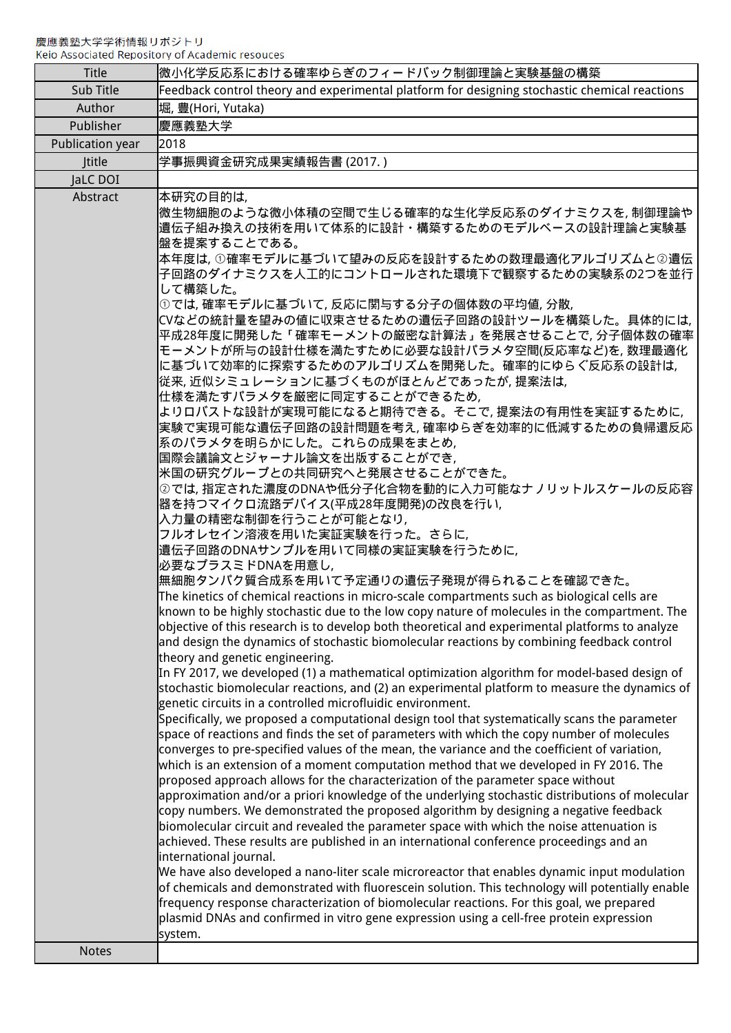慶應義塾大学学術情報リポジトリ
Keio Associated Repository of Academic resouces

| Title | 微小化学反応系における確率ゆらぎのフィードバック制御理論と実験基盤の構築 |
| --- | --- |
| Sub Title | Feedback control theory and experimental platform for designing stochastic chemical reactions |
| Author | 堀, 豊(Hori, Yutaka) |
| Publisher | 慶應義塾大学 |
| Publication year | 2018 |
| Jtitle | 学事振興資金研究成果実績報告書 (2017. ) |
| JaLC DOI | |
| Abstract | 本研究の目的は,<br>微生物細胞のような微小体積の空間で生じる確率的な生化学反応系のダイナミクスを, 制御理論や遺伝子組み換えの技術を用いて体系的に設計・構築するためのモデルベースの設計理論と実験基盤を提案することである。<br>本年度は, ①確率モデルに基づいて望みの反応を設計するための数理最適化アルゴリズムと②遺伝子回路のダイナミクスを人工的にコントロールされた環境下で観察するための実験系の2つを並行して構築した。<br>①では, 確率モデルに基づいて, 反応に関与する分子の個体数の平均値, 分散,<br>CVなどの統計量を望みの値に収束させるための遺伝子回路の設計ツールを構築した。具体的には, 平成28年度に開発した「確率モーメントの厳密な計算法」を発展させることで, 分子個体数の確率モーメントが所与の設計仕様を満たすために必要な設計パラメタ空間(反応率など)を, 数理最適化に基づいて効率的に探索するためのアルゴリズムを開発した。確率的にゆらぐ反応系の設計は,<br>従来, 近似シミュレーションに基づくものがほとんどであったが, 提案法は,<br>仕様を満たすパラメタを厳密に同定することができるため,<br>よりロバストな設計が実現可能になると期待できる。そこで, 提案法の有用性を実証するために,<br>実験で実現可能な遺伝子回路の設計問題を考え, 確率ゆらぎを効率的に低減するための負帰還反応系のパラメタを明らかにした。これらの成果をまとめ,<br>国際会議論文とジャーナル論文を出版することができ,<br>米国の研究グループとの共同研究へと発展させることができた。<br>②では, 指定された濃度のDNAや低分子化合物を動的に入力可能なナノリットルスケールの反応容器を持つマイクロ流路デバイス(平成28年度開発)の改良を行い,<br>入力量の精密な制御を行うことが可能となり,<br>フルオレセイン溶液を用いた実証実験を行った。さらに,<br>遺伝子回路のDNAサンプルを用いて同様の実証実験を行うために,<br>必要なプラスミドDNAを用意し,<br>無細胞タンパク質合成系を用いて予定通りの遺伝子発現が得られることを確認できた。<br>The kinetics of chemical reactions in micro-scale compartments such as biological cells are known to be highly stochastic due to the low copy nature of molecules in the compartment. The objective of this research is to develop both theoretical and experimental platforms to analyze and design the dynamics of stochastic biomolecular reactions by combining feedback control theory and genetic engineering.<br>In FY 2017, we developed (1) a mathematical optimization algorithm for model-based design of stochastic biomolecular reactions, and (2) an experimental platform to measure the dynamics of genetic circuits in a controlled microfluidic environment.<br>Specifically, we proposed a computational design tool that systematically scans the parameter space of reactions and finds the set of parameters with which the copy number of molecules converges to pre-specified values of the mean, the variance and the coefficient of variation, which is an extension of a moment computation method that we developed in FY 2016. The proposed approach allows for the characterization of the parameter space without approximation and/or a priori knowledge of the underlying stochastic distributions of molecular copy numbers. We demonstrated the proposed algorithm by designing a negative feedback biomolecular circuit and revealed the parameter space with which the noise attenuation is achieved. These results are published in an international conference proceedings and an international journal.<br>We have also developed a nano-liter scale microreactor that enables dynamic input modulation of chemicals and demonstrated with fluorescein solution. This technology will potentially enable frequency response characterization of biomolecular reactions. For this goal, we prepared plasmid DNAs and confirmed in vitro gene expression using a cell-free protein expression system. |
| Notes | |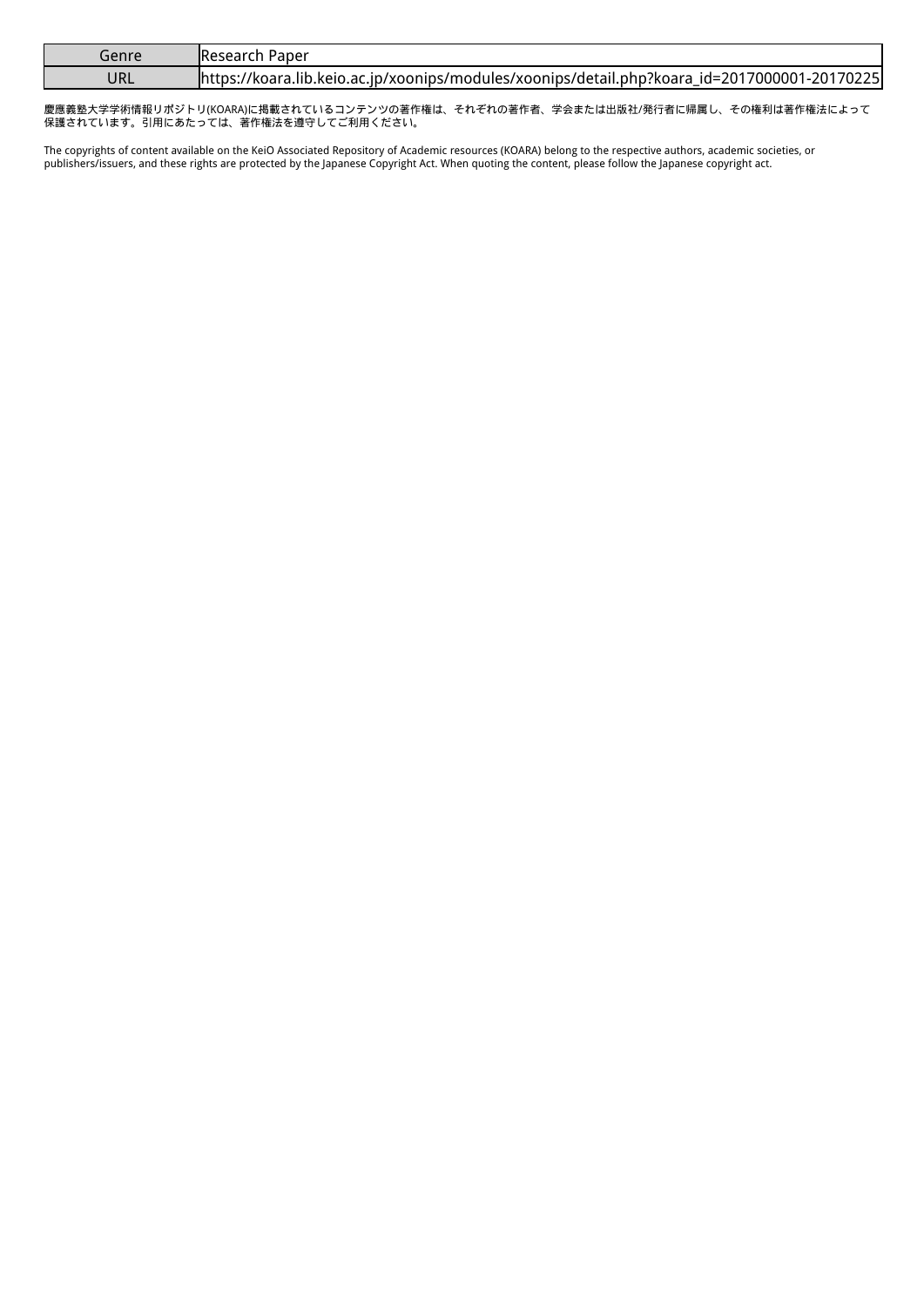| Genre | Research Paper |
| --- | --- |
| URL | https://koara.lib.keio.ac.jp/xoonips/modules/xoonips/detail.php?koara_id=2017000001-20170225 |

慶應義塾大学学術情報リポジトリ(KOARA)に掲載されているコンテンツの著作権は、それぞれの著作者、学会または出版社/発行者に帰属し、その権利は著作権法によって保護されています。引用にあたっては、著作権法を遵守してご利用ください。

The copyrights of content available on the KeiO Associated Repository of Academic resources (KOARA) belong to the respective authors, academic societies, or publishers/issuers, and these rights are protected by the Japanese Copyright Act. When quoting the content, please follow the Japanese copyright act.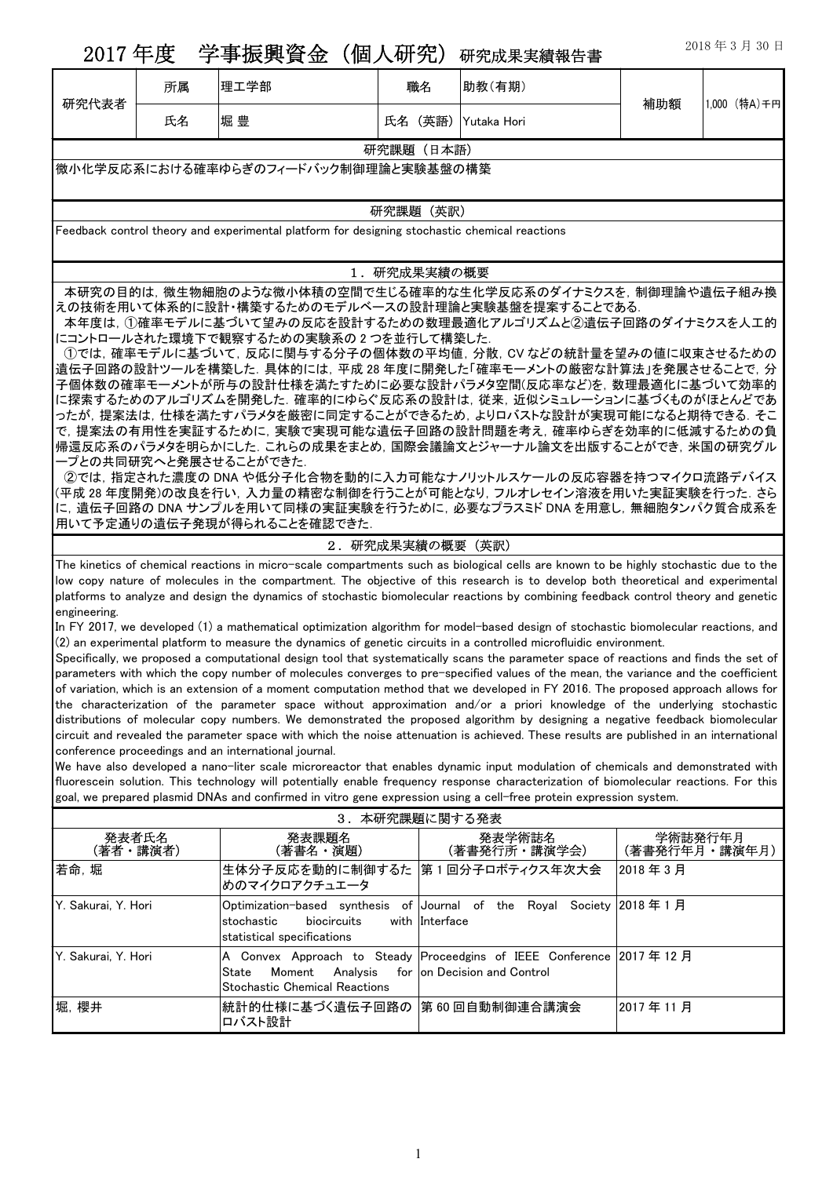2018 年 3 月 30 日

# 2017 年度　学事振興資金（個人研究）研究成果実績報告書

| | | | | | | |
|---|---|---|---|---|---|---|
| 研究代表者 | 所属 | 理工学部 | 職名 | 助教(有期) | 補助額 | 1,000（特A)千円 |
| | 氏名 | 堀 豊 | 氏名（英語） | Yutaka Hori | | |

**研究課題（日本語）**

微小化学反応系における確率ゆらぎのフィードバック制御理論と実験基盤の構築

**研究課題（英訳）**

Feedback control theory and experimental platform for designing stochastic chemical reactions

## 1．研究成果実績の概要

本研究の目的は，微生物細胞のような微小体積の空間で生じる確率的な生化学反応系のダイナミクスを，制御理論や遺伝子組み換えの技術を用いて体系的に設計・構築するためのモデルベースの設計理論と実験基盤を提案することである．

本年度は，①確率モデルに基づいて望みの反応を設計するための数理最適化アルゴリズムと②遺伝子回路のダイナミクスを人工的にコントロールされた環境下で観察するための実験系の 2 つを並行して構築した．

①では，確率モデルに基づいて，反応に関与する分子の個体数の平均値，分散，CV などの統計量を望みの値に収束させるための遺伝子回路の設計ツールを構築した．具体的には，平成 28 年度に開発した「確率モーメントの厳密な計算法」を発展させることで，分子個体数の確率モーメントが所与の設計仕様を満たすために必要な設計パラメタ空間(反応率など)を，数理最適化に基づいて効率的に探索するためのアルゴリズムを開発した．確率的にゆらぐ反応系の設計は，従来，近似シミュレーションに基づくものがほとんどであったが，提案法は，仕様を満たすパラメタを厳密に同定することができるため，よりロバストな設計が実現可能になると期待できる．そこで，提案法の有用性を実証するために，実験で実現可能な遺伝子回路の設計問題を考え，確率ゆらぎを効率的に低減するための負帰還反応系のパラメタを明らかにした．これらの成果をまとめ，国際会議論文とジャーナル論文を出版することができ，米国の研究グループとの共同研究へと発展させることができた．

②では，指定された濃度の DNA や低分子化合物を動的に入力可能なナノリットルスケールの反応容器を持つマイクロ流路デバイス(平成 28 年度開発)の改良を行い，入力量の精密な制御を行うことが可能となり，フルオレセイン溶液を用いた実証実験を行った．さらに，遺伝子回路の DNA サンプルを用いて同様の実証実験を行うために，必要なプラスミド DNA を用意し，無細胞タンパク質合成系を用いて予定通りの遺伝子発現が得られることを確認できた．

## 2．研究成果実績の概要（英訳）

The kinetics of chemical reactions in micro-scale compartments such as biological cells are known to be highly stochastic due to the low copy nature of molecules in the compartment. The objective of this research is to develop both theoretical and experimental platforms to analyze and design the dynamics of stochastic biomolecular reactions by combining feedback control theory and genetic engineering.

In FY 2017, we developed (1) a mathematical optimization algorithm for model-based design of stochastic biomolecular reactions, and (2) an experimental platform to measure the dynamics of genetic circuits in a controlled microfluidic environment.

Specifically, we proposed a computational design tool that systematically scans the parameter space of reactions and finds the set of parameters with which the copy number of molecules converges to pre-specified values of the mean, the variance and the coefficient of variation, which is an extension of a moment computation method that we developed in FY 2016. The proposed approach allows for the characterization of the parameter space without approximation and/or a priori knowledge of the underlying stochastic distributions of molecular copy numbers. We demonstrated the proposed algorithm by designing a negative feedback biomolecular circuit and revealed the parameter space with which the noise attenuation is achieved. These results are published in an international conference proceedings and an international journal.

We have also developed a nano-liter scale microreactor that enables dynamic input modulation of chemicals and demonstrated with fluorescein solution. This technology will potentially enable frequency response characterization of biomolecular reactions. For this goal, we prepared plasmid DNAs and confirmed in vitro gene expression using a cell-free protein expression system.

## 3．本研究課題に関する発表

| 発表者氏名（著者・講演者） | 発表課題名（著書名・演題） | 発表学術誌名（著書発行所・講演学会） | 学術誌発行年月（著書発行年月・講演年月） |
|---|---|---|---|
| 若命，堀 | 生体分子反応を動的に制御するためのマイクロアクチュエータ | 第 1 回分子ロボティクス年次大会 | 2018 年 3 月 |
| Y. Sakurai, Y. Hori | Optimization-based synthesis of stochastic biocircuits with statistical specifications | Journal of the Royal Society Interface | 2018 年 1 月 |
| Y. Sakurai, Y. Hori | A Convex Approach to Steady State Moment Analysis for Stochastic Chemical Reactions | Proceedgins of IEEE Conference on Decision and Control | 2017 年 12 月 |
| 堀，櫻井 | 統計的仕様に基づく遺伝子回路のロバスト設計 | 第 60 回自動制御連合講演会 | 2017 年 11 月 |